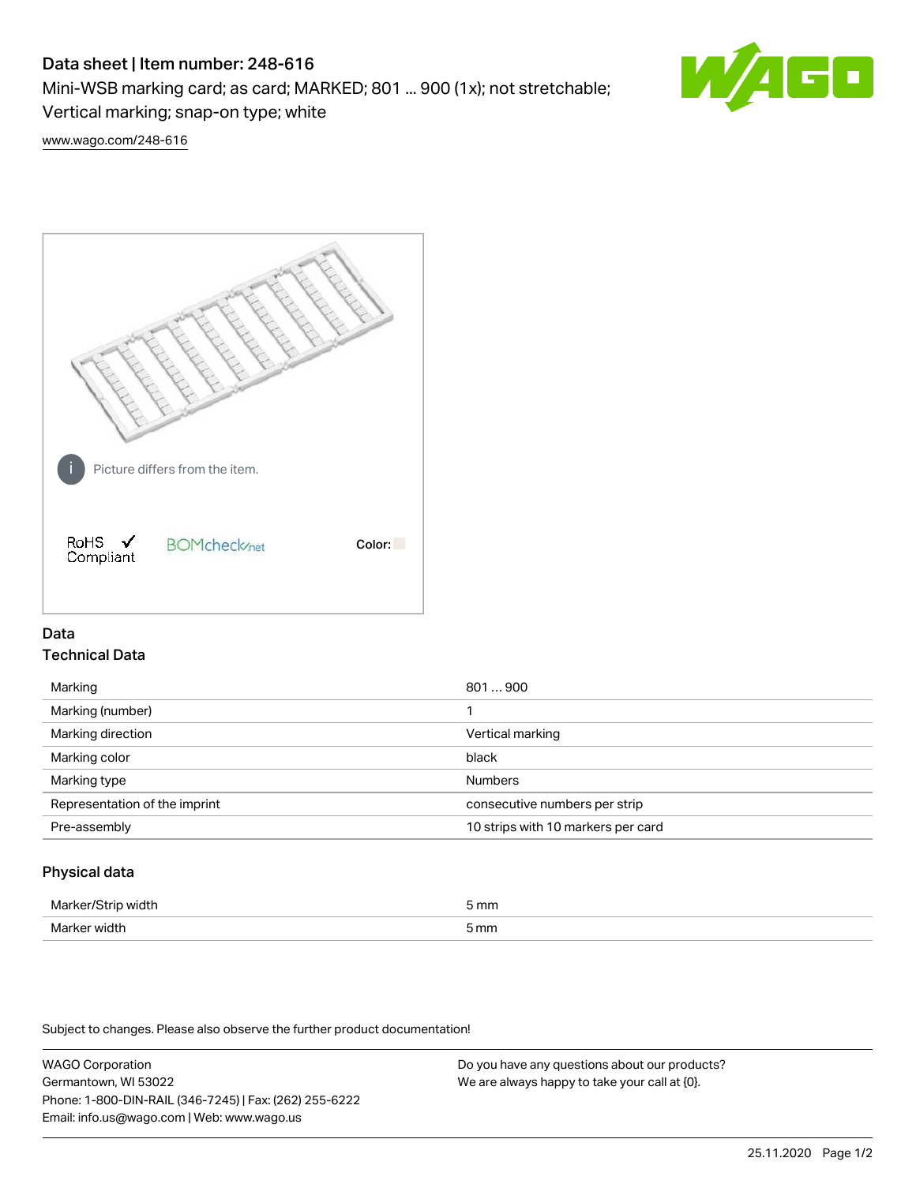# Data sheet | Item number: 248-616

Mini-WSB marking card; as card; MARKED; 801 ... 900 (1x); not stretchable; Vertical marking; snap-on type; white

www.wago.com/248-616

Picture differs from the item.

RoHS ✓ Compliant

BOMcheck.net

Color:

## Data

### Technical Data

| | |
|---|---|
| Marking | 801 … 900 |
| Marking (number) | 1 |
| Marking direction | Vertical marking |
| Marking color | black |
| Marking type | Numbers |
| Representation of the imprint | consecutive numbers per strip |
| Pre-assembly | 10 strips with 10 markers per card |

### Physical data

| | |
|---|---|
| Marker/Strip width | 5 mm |
| Marker width | 5 mm |

Subject to changes. Please also observe the further product documentation!

WAGO Corporation
Germantown, WI 53022
Phone: 1-800-DIN-RAIL (346-7245) | Fax: (262) 255-6222
Email: info.us@wago.com | Web: www.wago.us

Do you have any questions about our products?
We are always happy to take your call at {0}.

25.11.2020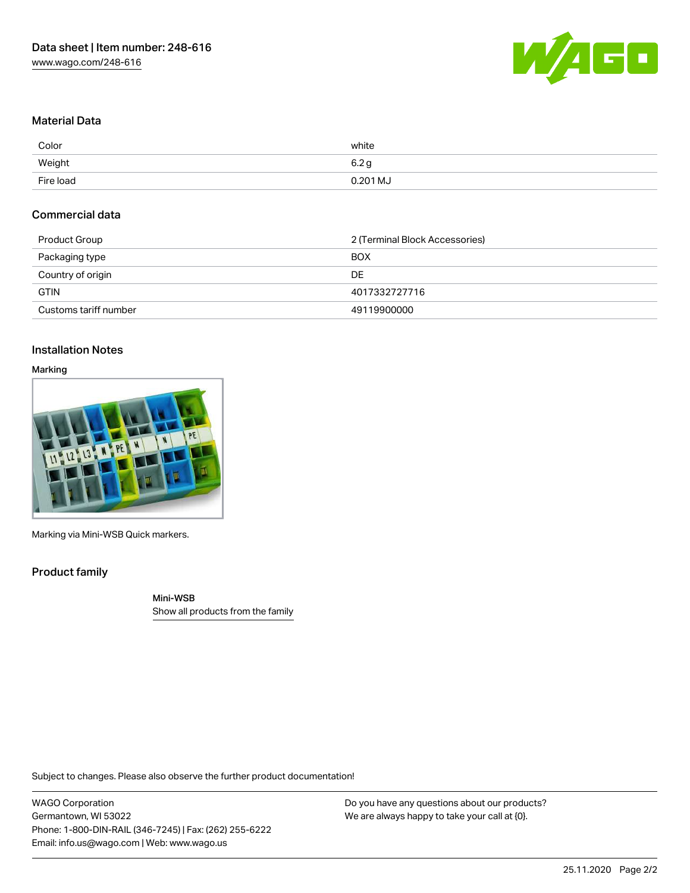Data sheet | Item number: 248-616
www.wago.com/248-616

## Material Data

| | |
|---|---|
| Color | white |
| Weight | 6.2 g |
| Fire load | 0.201 MJ |

## Commercial data

| | |
|---|---|
| Product Group | 2 (Terminal Block Accessories) |
| Packaging type | BOX |
| Country of origin | DE |
| GTIN | 4017332727716 |
| Customs tariff number | 49119900000 |

## Installation Notes

### Marking

Marking via Mini-WSB Quick markers.

## Product family

Mini-WSB
Show all products from the family

Subject to changes. Please also observe the further product documentation!

WAGO Corporation
Germantown, WI 53022
Phone: 1-800-DIN-RAIL (346-7245) | Fax: (262) 255-6222
Email: info.us@wago.com | Web: www.wago.us

Do you have any questions about our products?
We are always happy to take your call at {0}.

25.11.2020